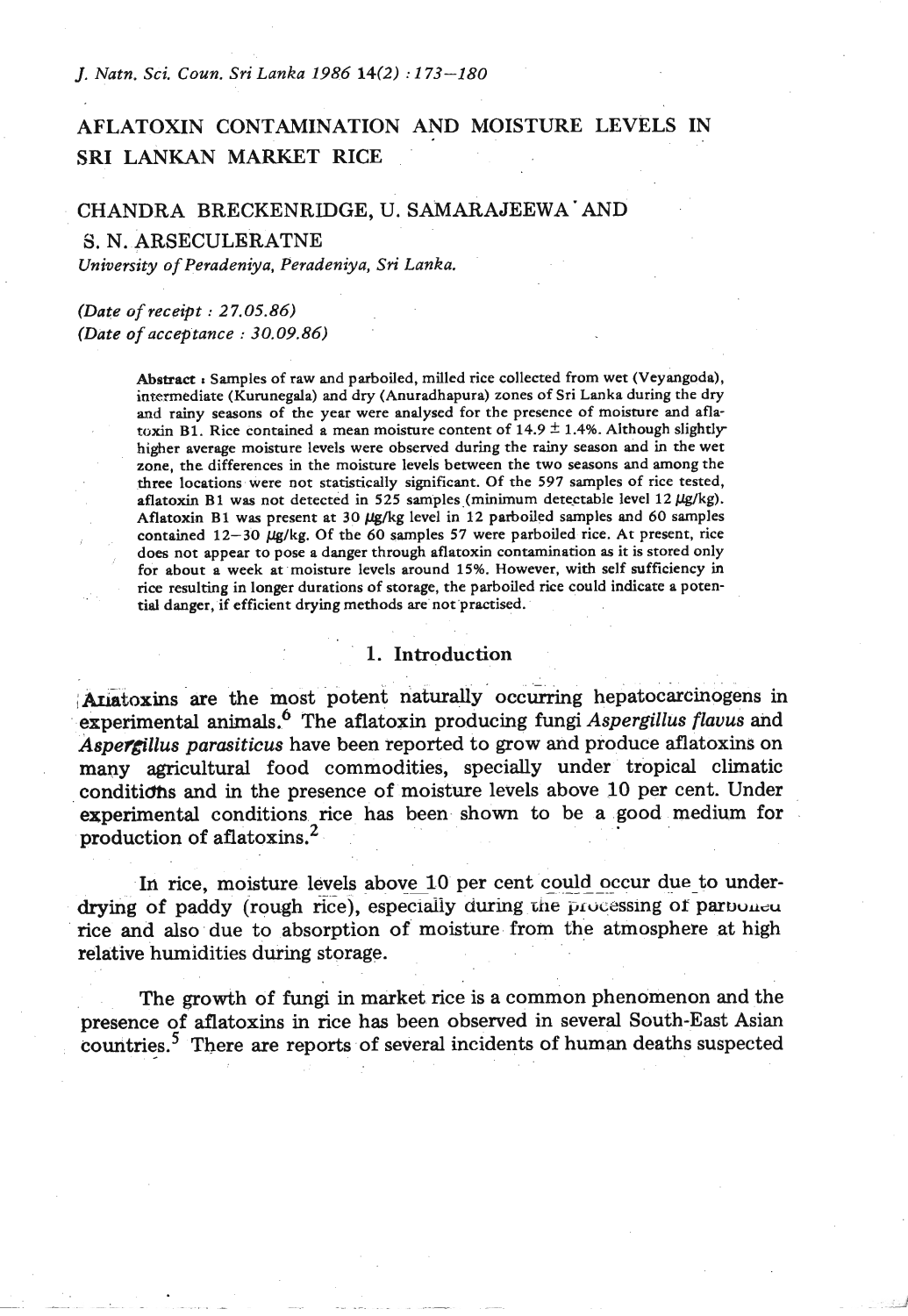# AFLATOXIN CONTAMINATION AND MOISTURE LEVELS IN SRI LANKAN MARKET RICE

CHANDRA BRECKENRIDGE, U. SAMARAJEEWA* AND S. N. ARSECULERATNE

*University of Peradeniya, Peradeniya, Sri Lanka.*

*(Date of receipt : 27.05.86)*
*(Date of acceptance : 30.09.86)*

**Abstract :** Samples of raw and parboiled, milled rice collected from wet (Veyangoda), intermediate (Kurunegala) and dry (Anuradhapura) zones of Sri Lanka during the dry and rainy seasons of the year were analysed for the presence of moisture and aflatoxin B1. Rice contained a mean moisture content of 14.9 ± 1.4%. Although slightly higher average moisture levels were observed during the rainy season and in the wet zone, the differences in the moisture levels between the two seasons and among the three locations were not statistically significant. Of the 597 samples of rice tested, aflatoxin B1 was not detected in 525 samples (minimum detectable level 12 μg/kg). Aflatoxin B1 was present at 30 μg/kg level in 12 parboiled samples and 60 samples contained 12–30 μg/kg. Of the 60 samples 57 were parboiled rice. At present, rice does not appear to pose a danger through aflatoxin contamination as it is stored only for about a week at moisture levels around 15%. However, with self sufficiency in rice resulting in longer durations of storage, the parboiled rice could indicate a potential danger, if efficient drying methods are not practised.

## 1. Introduction

Aflatoxins are the most potent naturally occurring hepatocarcinogens in experimental animals.[6] The aflatoxin producing fungi *Aspergillus flavus* and *Aspergillus parasiticus* have been reported to grow and produce aflatoxins on many agricultural food commodities, specially under tropical climatic conditions and in the presence of moisture levels above 10 per cent. Under experimental conditions rice has been shown to be a good medium for production of aflatoxins.[2]

In rice, moisture levels above 10 per cent could occur due to under-drying of paddy (rough rice), especially during the processing of parboiled rice and also due to absorption of moisture from the atmosphere at high relative humidities during storage.

The growth of fungi in market rice is a common phenomenon and the presence of aflatoxins in rice has been observed in several South-East Asian countries.[5] There are reports of several incidents of human deaths suspected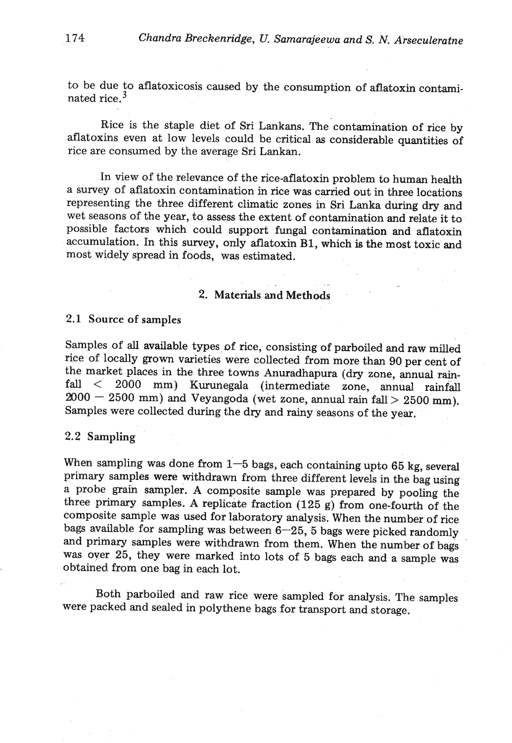to be due to aflatoxicosis caused by the consumption of aflatoxin contaminated rice.[3]

Rice is the staple diet of Sri Lankans. The contamination of rice by aflatoxins even at low levels could be critical as considerable quantities of rice are consumed by the average Sri Lankan.

In view of the relevance of the rice-aflatoxin problem to human health a survey of aflatoxin contamination in rice was carried out in three locations representing the three different climatic zones in Sri Lanka during dry and wet seasons of the year, to assess the extent of contamination and relate it to possible factors which could support fungal contamination and aflatoxin accumulation. In this survey, only aflatoxin B1, which is the most toxic and most widely spread in foods, was estimated.

## 2. Materials and Methods

### 2.1 Source of samples

Samples of all available types of rice, consisting of parboiled and raw milled rice of locally grown varieties were collected from more than 90 per cent of the market places in the three towns Anuradhapura (dry zone, annual rainfall $<$ 2000 mm) Kurunegala (intermediate zone, annual rainfall 2000 – 2500 mm) and Veyangoda (wet zone, annual rain fall $>$ 2500 mm). Samples were collected during the dry and rainy seasons of the year.

### 2.2 Sampling

When sampling was done from 1–5 bags, each containing upto 65 kg, several primary samples were withdrawn from three different levels in the bag using a probe grain sampler. A composite sample was prepared by pooling the three primary samples. A replicate fraction (125 g) from one-fourth of the composite sample was used for laboratory analysis. When the number of rice bags available for sampling was between 6–25, 5 bags were picked randomly and primary samples were withdrawn from them. When the number of bags was over 25, they were marked into lots of 5 bags each and a sample was obtained from one bag in each lot.

Both parboiled and raw rice were sampled for analysis. The samples were packed and sealed in polythene bags for transport and storage.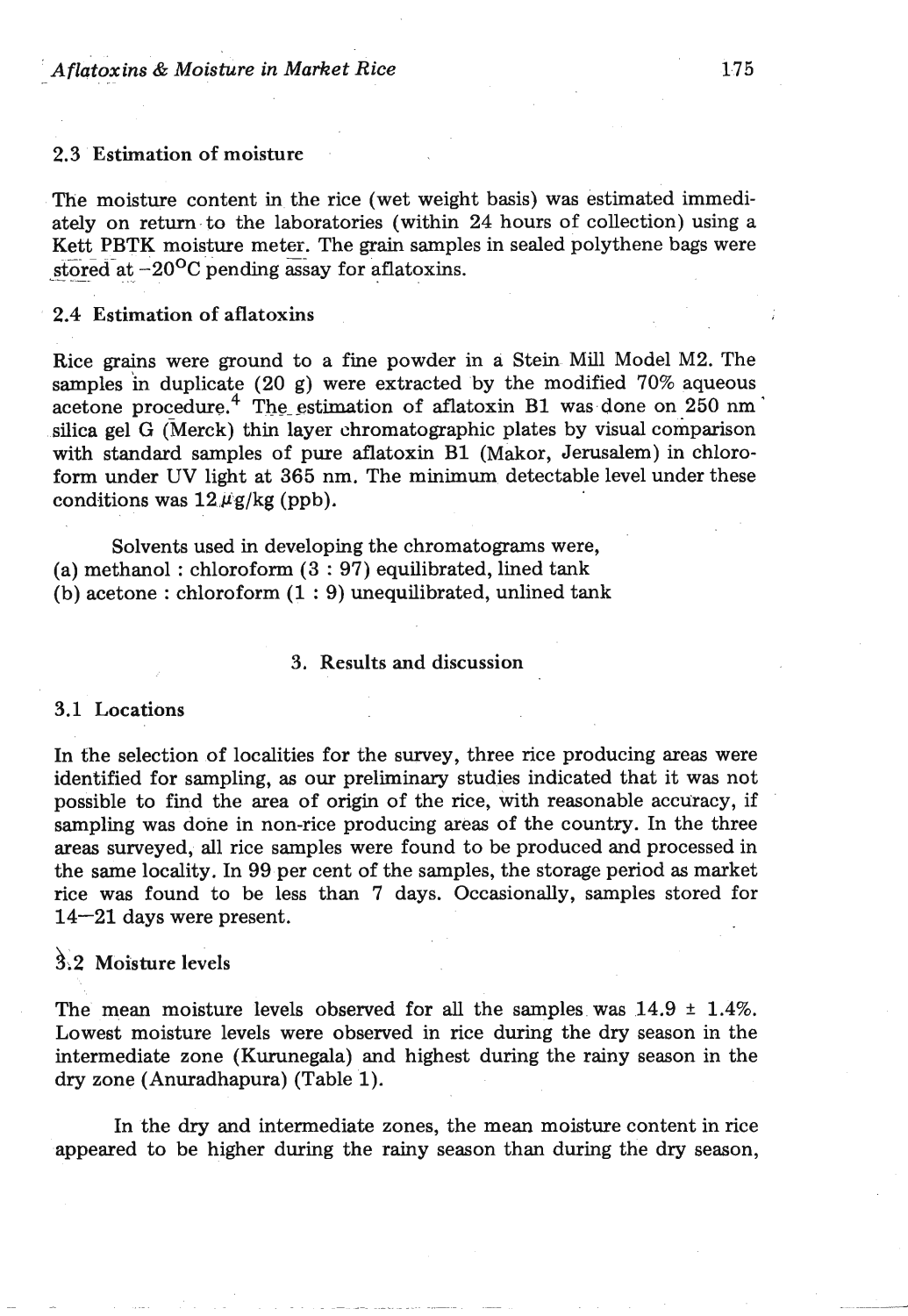### 2.3 Estimation of moisture

The moisture content in the rice (wet weight basis) was estimated immediately on return to the laboratories (within 24 hours of collection) using a Kett PBTK moisture meter. The grain samples in sealed polythene bags were stored at $-20^{o}C$ pending assay for aflatoxins.

### 2.4 Estimation of aflatoxins

Rice grains were ground to a fine powder in a Stein Mill Model M2. The samples in duplicate (20 g) were extracted by the modified 70% aqueous acetone procedure.[4] The estimation of aflatoxin B1 was done on 250 nm silica gel G (Merck) thin layer chromatographic plates by visual comparison with standard samples of pure aflatoxin B1 (Makor, Jerusalem) in chloroform under UV light at 365 nm. The minimum detectable level under these conditions was 12 $\mu$g/kg (ppb).

Solvents used in developing the chromatograms were,
(a) methanol : chloroform (3 : 97) equilibrated, lined tank
(b) acetone : chloroform (1 : 9) unequilibrated, unlined tank

## 3. Results and discussion

### 3.1 Locations

In the selection of localities for the survey, three rice producing areas were identified for sampling, as our preliminary studies indicated that it was not possible to find the area of origin of the rice, with reasonable accuracy, if sampling was done in non-rice producing areas of the country. In the three areas surveyed, all rice samples were found to be produced and processed in the same locality. In 99 per cent of the samples, the storage period as market rice was found to be less than 7 days. Occasionally, samples stored for 14—21 days were present.

### 3.2 Moisture levels

The mean moisture levels observed for all the samples was 14.9 ± 1.4%. Lowest moisture levels were observed in rice during the dry season in the intermediate zone (Kurunegala) and highest during the rainy season in the dry zone (Anuradhapura) (Table 1).

In the dry and intermediate zones, the mean moisture content in rice appeared to be higher during the rainy season than during the dry season,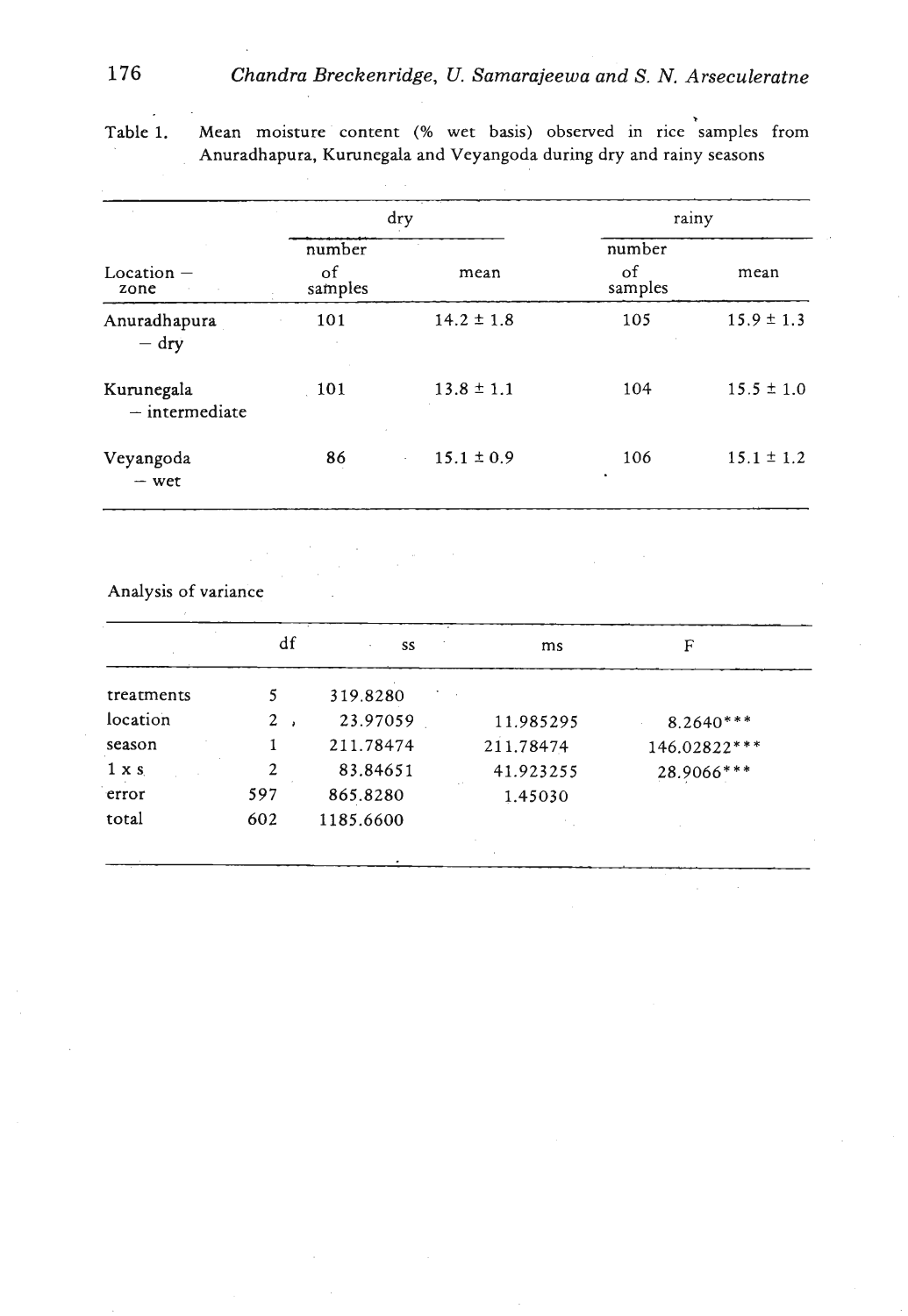Table 1. Mean moisture content (% wet basis) observed in rice samples from Anuradhapura, Kurunegala and Veyangoda during dry and rainy seasons

| Location – zone | dry | | rainy | |
|---|---|---|---|---|
| | number of samples | mean | number of samples | mean |
| Anuradhapura – dry | 101 | 14.2 ± 1.8 | 105 | 15.9 ± 1.3 |
| Kurunegala – intermediate | 101 | 13.8 ± 1.1 | 104 | 15.5 ± 1.0 |
| Veyangoda – wet | 86 | 15.1 ± 0.9 | 106 | 15.1 ± 1.2 |

Analysis of variance

| | df | ss | ms | F |
|---|---|---|---|---|
| treatments | 5 | 319.8280 | | |
| location | 2 | 23.97059 | 11.985295 | 8.2640*** |
| season | 1 | 211.78474 | 211.78474 | 146.02822*** |
| 1 x s | 2 | 83.84651 | 41.923255 | 28.9066*** |
| error | 597 | 865.8280 | 1.45030 | |
| total | 602 | 1185.6600 | | |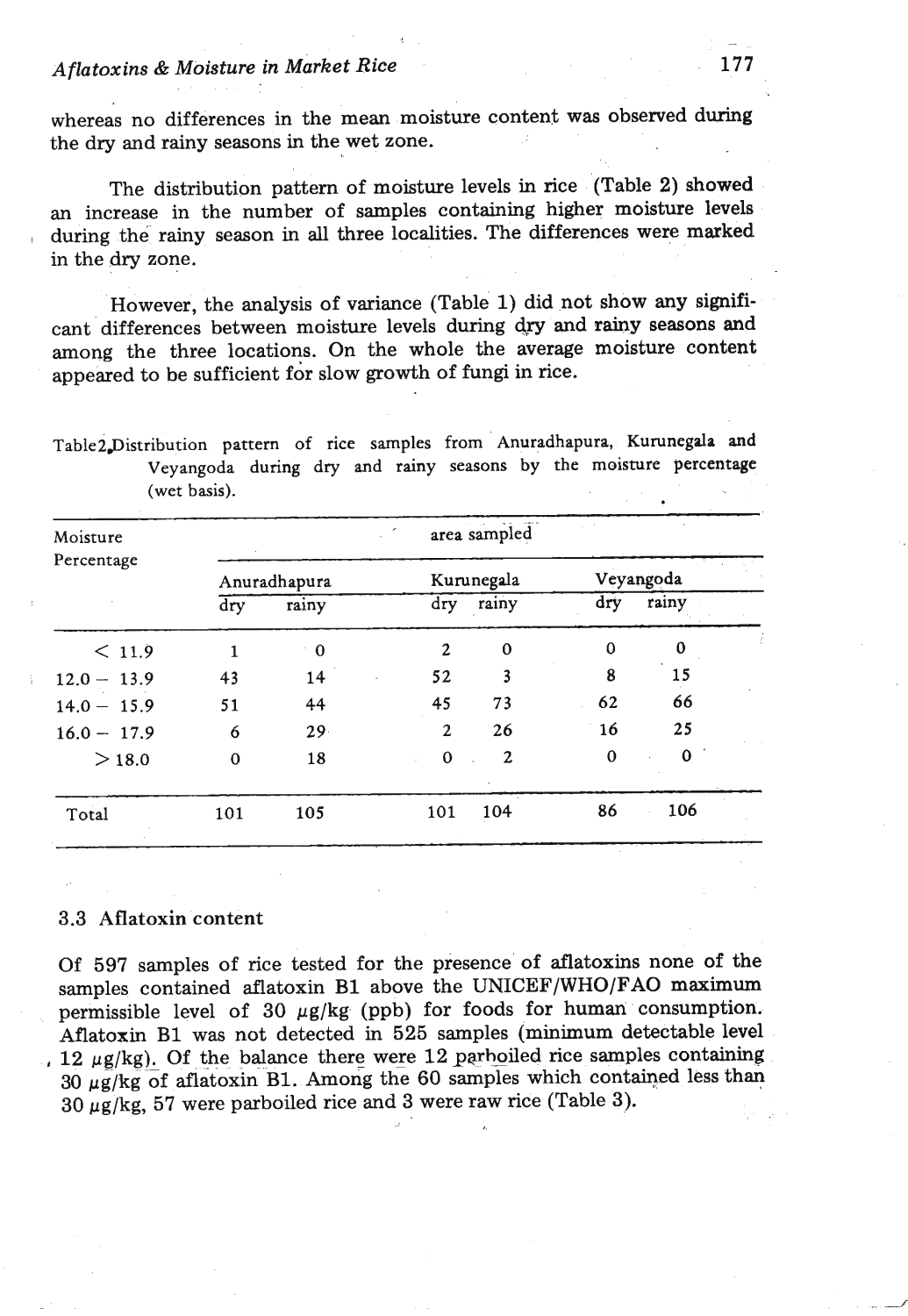whereas no differences in the mean moisture content was observed during the dry and rainy seasons in the wet zone.

The distribution pattern of moisture levels in rice (Table 2) showed an increase in the number of samples containing higher moisture levels during the rainy season in all three localities. The differences were marked in the dry zone.

However, the analysis of variance (Table 1) did not show any significant differences between moisture levels during dry and rainy seasons and among the three locations. On the whole the average moisture content appeared to be sufficient for slow growth of fungi in rice.

Table2.Distribution pattern of rice samples from Anuradhapura, Kurunegala and Veyangoda during dry and rainy seasons by the moisture percentage (wet basis).

| Moisture Percentage | area sampled | | | | | |
|---|---|---|---|---|---|---|
| | Anuradhapura | | Kurunegala | | Veyangoda | |
| | dry | rainy | dry | rainy | dry | rainy |
| < 11.9 | 1 | 0 | 2 | 0 | 0 | 0 |
| 12.0 – 13.9 | 43 | 14 | 52 | 3 | 8 | 15 |
| 14.0 – 15.9 | 51 | 44 | 45 | 73 | 62 | 66 |
| 16.0 – 17.9 | 6 | 29 | 2 | 26 | 16 | 25 |
| > 18.0 | 0 | 18 | 0 | 2 | 0 | 0 |
| Total | 101 | 105 | 101 | 104 | 86 | 106 |

### 3.3 Aflatoxin content

Of 597 samples of rice tested for the presence of aflatoxins none of the samples contained aflatoxin B1 above the UNICEF/WHO/FAO maximum permissible level of 30 $\mu g/kg$ (ppb) for foods for human consumption. Aflatoxin B1 was not detected in 525 samples (minimum detectable level 12 $\mu g/kg$). Of the balance there were 12 parboiled rice samples containing 30 $\mu g/kg$ of aflatoxin B1. Among the 60 samples which contained less than 30 $\mu g/kg$, 57 were parboiled rice and 3 were raw rice (Table 3).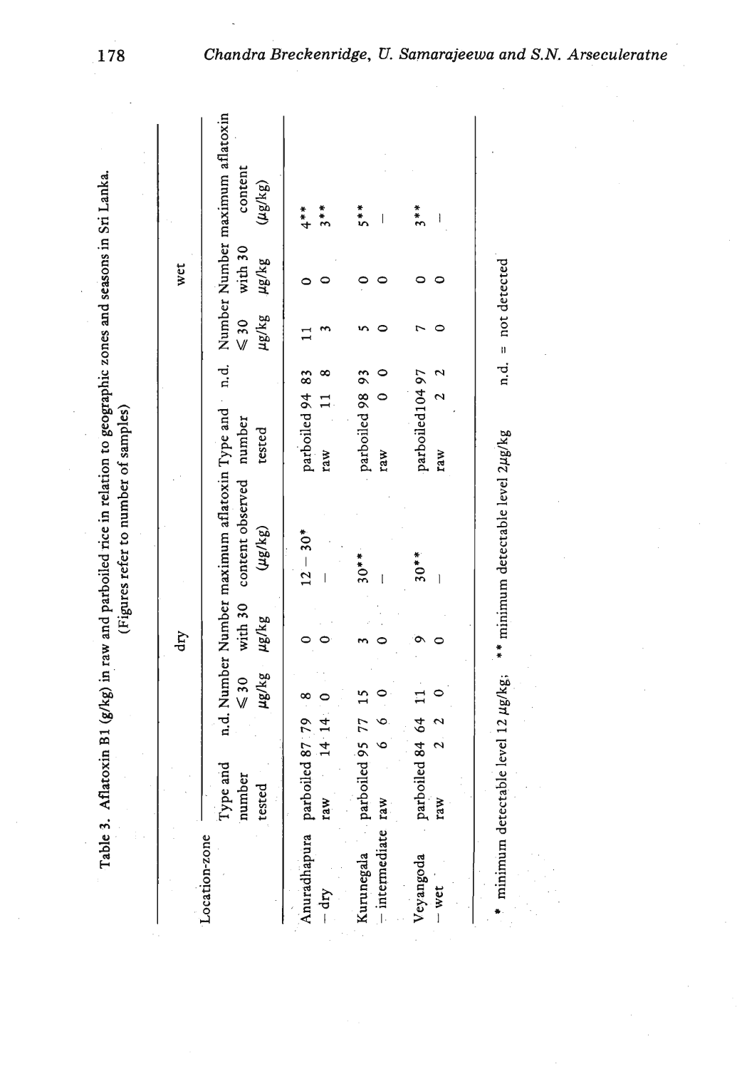Table 3. Aflatoxin B1 (g/kg) in raw and parboiled rice in relation to geographic zones and seasons in Sri Lanka. (Figures refer to number of samples)

| Location-zone | dry | | | | | wet | | | | |
|---|---|---|---|---|---|---|---|---|---|---|
| | Type and number tested | n.d. | Number ⩽ 30 μg/kg | Number with 30 μg/kg | maximum aflatoxin content observed (μg/kg) | Type and number tested | n.d. | Number ⩽ 30 μg/kg | Number with 30 μg/kg | maximum aflatoxin content (μg/kg) |
| Anuradhapura – dry | parboiled 87 | 79 | 8 | 0 | 12 – 30* | parboiled 94 | 83 | 11 | 0 | 4** |
| | raw 14 | 14 | 0 | 0 | – | raw 11 | 8 | 3 | 0 | 3** |
| Kurunegala – intermediate | parboiled 95 | 77 | 15 | 3 | 30** | parboiled 98 | 93 | 5 | 0 | 5** |
| | raw 6 | 6 | 0 | 0 | – | raw 0 | 0 | 0 | 0 | – |
| Veyangoda – wet | parboiled 84 | 64 | 11 | 9 | 30** | parboiled 104 | 97 | 7 | 0 | 3** |
| | raw 2 | 2 | 0 | 0 | – | raw 2 | 2 | 0 | 0 | – |

\* minimum detectable level 12 μg/kg; ** minimum detectable level 2μg/kg n.d. = not detected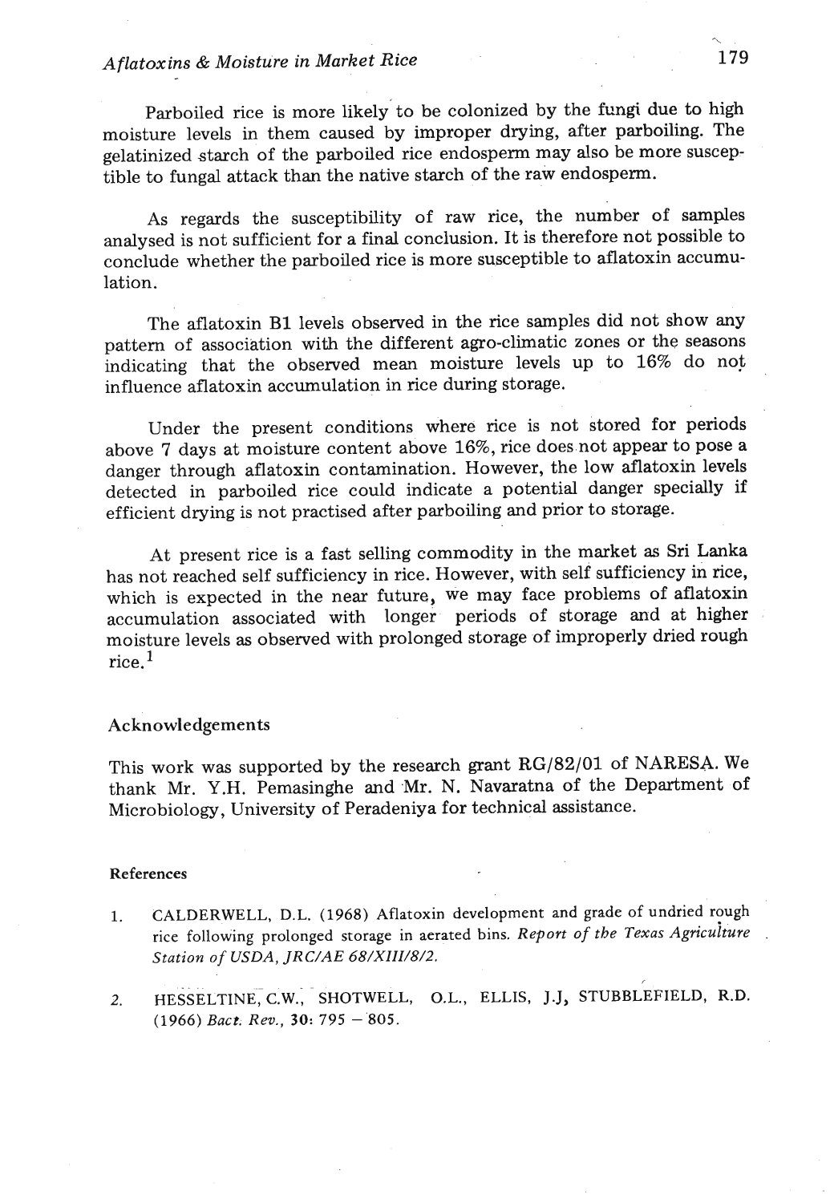Parboiled rice is more likely to be colonized by the fungi due to high moisture levels in them caused by improper drying, after parboiling. The gelatinized starch of the parboiled rice endosperm may also be more susceptible to fungal attack than the native starch of the raw endosperm.

As regards the susceptibility of raw rice, the number of samples analysed is not sufficient for a final conclusion. It is therefore not possible to conclude whether the parboiled rice is more susceptible to aflatoxin accumulation.

The aflatoxin B1 levels observed in the rice samples did not show any pattern of association with the different agro-climatic zones or the seasons indicating that the observed mean moisture levels up to 16% do not influence aflatoxin accumulation in rice during storage.

Under the present conditions where rice is not stored for periods above 7 days at moisture content above 16%, rice does not appear to pose a danger through aflatoxin contamination. However, the low aflatoxin levels detected in parboiled rice could indicate a potential danger specially if efficient drying is not practised after parboiling and prior to storage.

At present rice is a fast selling commodity in the market as Sri Lanka has not reached self sufficiency in rice. However, with self sufficiency in rice, which is expected in the near future, we may face problems of aflatoxin accumulation associated with longer periods of storage and at higher moisture levels as observed with prolonged storage of improperly dried rough rice.[1]

## Acknowledgements

This work was supported by the research grant RG/82/01 of NARESA. We thank Mr. Y.H. Pemasinghe and Mr. N. Navaratna of the Department of Microbiology, University of Peradeniya for technical assistance.

### References

1. CALDERWELL, D.L. (1968) Aflatoxin development and grade of undried rough rice following prolonged storage in aerated bins. *Report of the Texas Agriculture Station of USDA, JRC/AE 68/XIII/8/2.*

2. HESSELTINE, C.W., SHOTWELL, O.L., ELLIS, J.J, STUBBLEFIELD, R.D. (1966) *Bact. Rev.*, **30**: 795 – 805.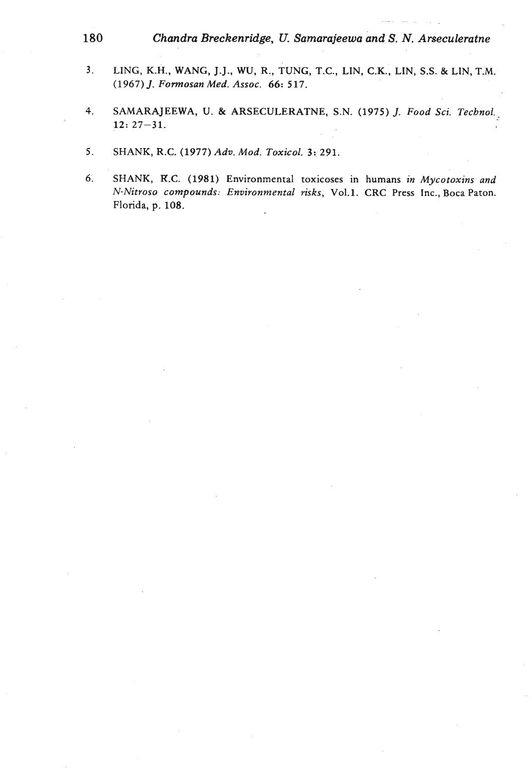3. LING, K.H., WANG, J.J., WU, R., TUNG, T.C., LIN, C.K., LIN, S.S. & LIN, T.M. (1967) *J. Formosan Med. Assoc.* **66**: 517.

4. SAMARAJEEWA, U. & ARSECULERATNE, S.N. (1975) *J. Food Sci. Technol.* **12**: 27–31.

5. SHANK, R.C. (1977) *Adv. Mod. Toxicol.* **3**: 291.

6. SHANK, R.C. (1981) Environmental toxicoses in humans *in Mycotoxins and N-Nitroso compounds: Environmental risks*, Vol.1. CRC Press Inc., Boca Paton. Florida, p. 108.